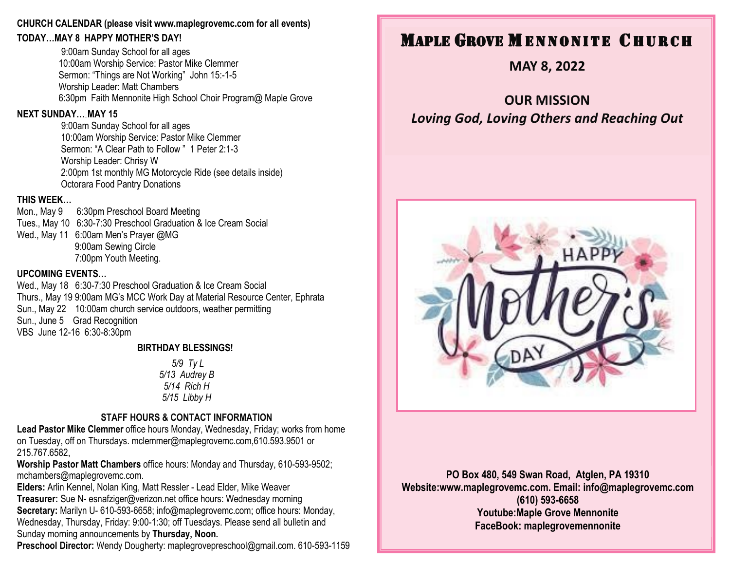**CHURCH CALENDAR (please visit www.maplegrovemc.com for all events)**

**TODAY…MAY 8 HAPPY MOTHER'S DAY!**

9:00am Sunday School for all ages
10:00am Worship Service: Pastor Mike Clemmer
Sermon: "Things are Not Working" John 15:-1-5
Worship Leader: Matt Chambers
6:30pm Faith Mennonite High School Choir Program@ Maple Grove

**NEXT SUNDAY….MAY 15**

9:00am Sunday School for all ages
10:00am Worship Service: Pastor Mike Clemmer
Sermon: "A Clear Path to Follow " 1 Peter 2:1-3
Worship Leader: Chrisy W
2:00pm 1st monthly MG Motorcycle Ride (see details inside)
Octorara Food Pantry Donations

**THIS WEEK…**

Mon., May 9 6:30pm Preschool Board Meeting
Tues., May 10 6:30-7:30 Preschool Graduation & Ice Cream Social
Wed., May 11 6:00am Men's Prayer @MG
9:00am Sewing Circle
7:00pm Youth Meeting.

**UPCOMING EVENTS…**

Wed., May 18 6:30-7:30 Preschool Graduation & Ice Cream Social
Thurs., May 19 9:00am MG's MCC Work Day at Material Resource Center, Ephrata
Sun., May 22 10:00am church service outdoors, weather permitting
Sun., June 5 Grad Recognition
VBS June 12-16 6:30-8:30pm

**BIRTHDAY BLESSINGS!**

*5/9 Ty L*
*5/13 Audrey B*
*5/14 Rich H*
*5/15 Libby H*

**STAFF HOURS & CONTACT INFORMATION**

**Lead Pastor Mike Clemmer** office hours Monday, Wednesday, Friday; works from home on Tuesday, off on Thursdays. mclemmer@maplegrovemc.com,610.593.9501 or 215.767.6582,

**Worship Pastor Matt Chambers** office hours: Monday and Thursday, 610-593-9502; mchambers@maplegrovemc.com.

**Elders:** Arlin Kennel, Nolan King, Matt Ressler - Lead Elder, Mike Weaver

**Treasurer:** Sue N- esnafziger@verizon.net office hours: Wednesday morning

**Secretary:** Marilyn U- 610-593-6658; info@maplegrovemc.com; office hours: Monday, Wednesday, Thursday, Friday: 9:00-1:30; off Tuesdays. Please send all bulletin and Sunday morning announcements by **Thursday, Noon.**

**Preschool Director:** Wendy Dougherty: maplegrovepreschool@gmail.com. 610-593-1159

# MAPLE GROVE MENNONITE CHURCH

**MAY 8, 2022**

## OUR MISSION

***Loving God, Loving Others and Reaching Out***

**PO Box 480, 549 Swan Road, Atglen, PA 19310**
**Website:www.maplegrovemc.com. Email: info@maplegrovemc.com**
**(610) 593-6658**
**Youtube:Maple Grove Mennonite**
**FaceBook: maplegrovemennonite**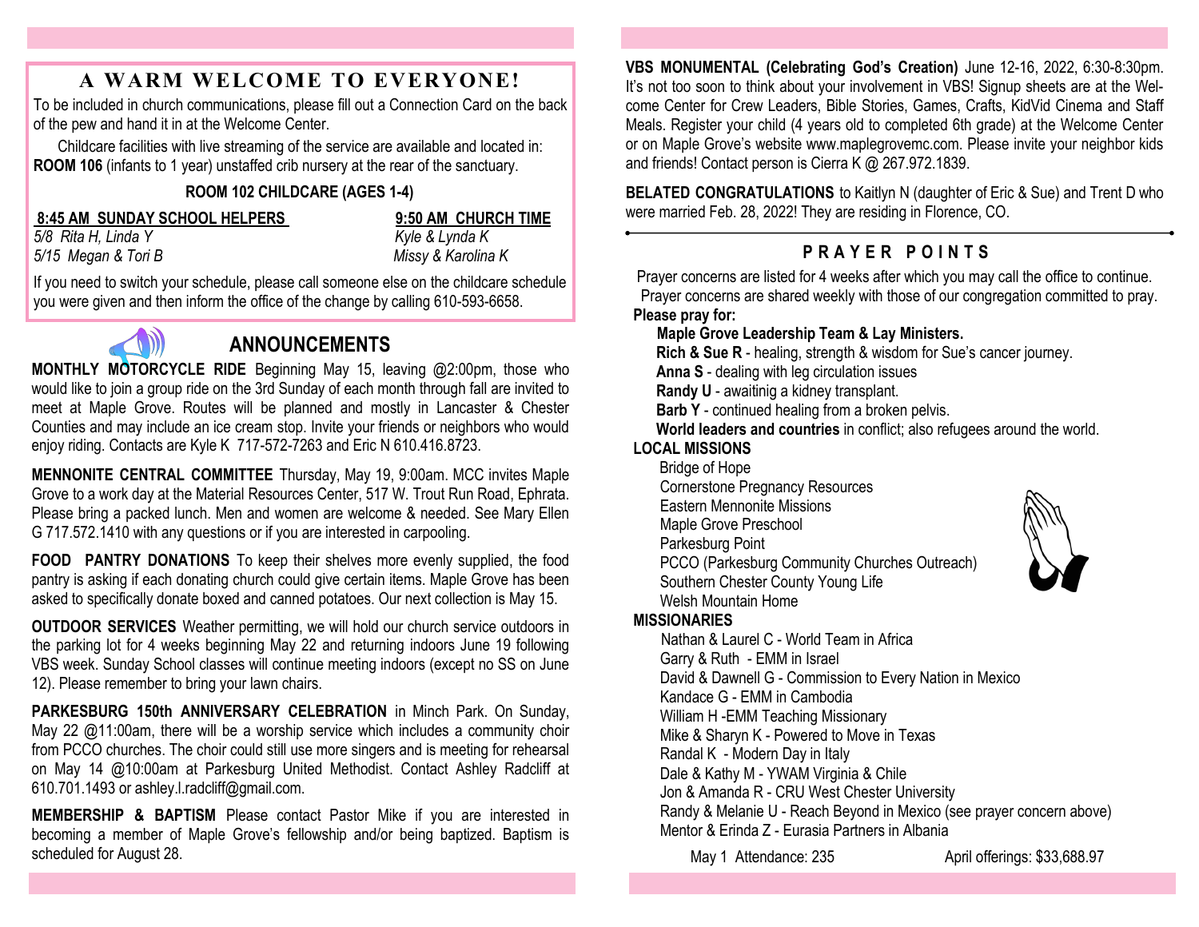## A WARM WELCOME TO EVERYONE!

To be included in church communications, please fill out a Connection Card on the back of the pew and hand it in at the Welcome Center.

Childcare facilities with live streaming of the service are available and located in: **ROOM 106** (infants to 1 year) unstaffed crib nursery at the rear of the sanctuary.

**ROOM 102 CHILDCARE (AGES 1-4)**

| **8:45 AM SUNDAY SCHOOL HELPERS** | **9:50 AM CHURCH TIME** |
|---|---|
| *5/8 Rita H, Linda Y* | *Kyle & Lynda K* |
| *5/15 Megan & Tori B* | *Missy & Karolina K* |

If you need to switch your schedule, please call someone else on the childcare schedule you were given and then inform the office of the change by calling 610-593-6658.

## ANNOUNCEMENTS

**MONTHLY MOTORCYCLE RIDE** Beginning May 15, leaving @2:00pm, those who would like to join a group ride on the 3rd Sunday of each month through fall are invited to meet at Maple Grove. Routes will be planned and mostly in Lancaster & Chester Counties and may include an ice cream stop. Invite your friends or neighbors who would enjoy riding. Contacts are Kyle K 717-572-7263 and Eric N 610.416.8723.

**MENNONITE CENTRAL COMMITTEE** Thursday, May 19, 9:00am. MCC invites Maple Grove to a work day at the Material Resources Center, 517 W. Trout Run Road, Ephrata. Please bring a packed lunch. Men and women are welcome & needed. See Mary Ellen G 717.572.1410 with any questions or if you are interested in carpooling.

**FOOD PANTRY DONATIONS** To keep their shelves more evenly supplied, the food pantry is asking if each donating church could give certain items. Maple Grove has been asked to specifically donate boxed and canned potatoes. Our next collection is May 15.

**OUTDOOR SERVICES** Weather permitting, we will hold our church service outdoors in the parking lot for 4 weeks beginning May 22 and returning indoors June 19 following VBS week. Sunday School classes will continue meeting indoors (except no SS on June 12). Please remember to bring your lawn chairs.

**PARKESBURG 150th ANNIVERSARY CELEBRATION** in Minch Park. On Sunday, May 22 @11:00am, there will be a worship service which includes a community choir from PCCO churches. The choir could still use more singers and is meeting for rehearsal on May 14 @10:00am at Parkesburg United Methodist. Contact Ashley Radcliff at 610.701.1493 or ashley.l.radcliff@gmail.com.

**MEMBERSHIP & BAPTISM** Please contact Pastor Mike if you are interested in becoming a member of Maple Grove's fellowship and/or being baptized. Baptism is scheduled for August 28.

**VBS MONUMENTAL (Celebrating God's Creation)** June 12-16, 2022, 6:30-8:30pm. It's not too soon to think about your involvement in VBS! Signup sheets are at the Welcome Center for Crew Leaders, Bible Stories, Games, Crafts, KidVid Cinema and Staff Meals. Register your child (4 years old to completed 6th grade) at the Welcome Center or on Maple Grove's website www.maplegrovemc.com. Please invite your neighbor kids and friends! Contact person is Cierra K @ 267.972.1839.

**BELATED CONGRATULATIONS** to Kaitlyn N (daughter of Eric & Sue) and Trent D who were married Feb. 28, 2022! They are residing in Florence, CO.

## PRAYER POINTS

Prayer concerns are listed for 4 weeks after which you may call the office to continue.
Prayer concerns are shared weekly with those of our congregation committed to pray.

**Please pray for:**

- **Maple Grove Leadership Team & Lay Ministers.**
- **Rich & Sue R** - healing, strength & wisdom for Sue's cancer journey.
- **Anna S** - dealing with leg circulation issues
- **Randy U** - awaitinig a kidney transplant.
- **Barb Y** - continued healing from a broken pelvis.
- **World leaders and countries** in conflict; also refugees around the world.

**LOCAL MISSIONS**

- Bridge of Hope
- Cornerstone Pregnancy Resources
- Eastern Mennonite Missions
- Maple Grove Preschool
- Parkesburg Point
- PCCO (Parkesburg Community Churches Outreach)
- Southern Chester County Young Life
- Welsh Mountain Home

**MISSIONARIES**

- Nathan & Laurel C - World Team in Africa
- Garry & Ruth - EMM in Israel
- David & Dawnell G - Commission to Every Nation in Mexico
- Kandace G - EMM in Cambodia
- William H -EMM Teaching Missionary
- Mike & Sharyn K - Powered to Move in Texas
- Randal K - Modern Day in Italy
- Dale & Kathy M - YWAM Virginia & Chile
- Jon & Amanda R - CRU West Chester University
- Randy & Melanie U - Reach Beyond in Mexico (see prayer concern above)
- Mentor & Erinda Z - Eurasia Partners in Albania

May 1 Attendance: 235 April offerings: $33,688.97